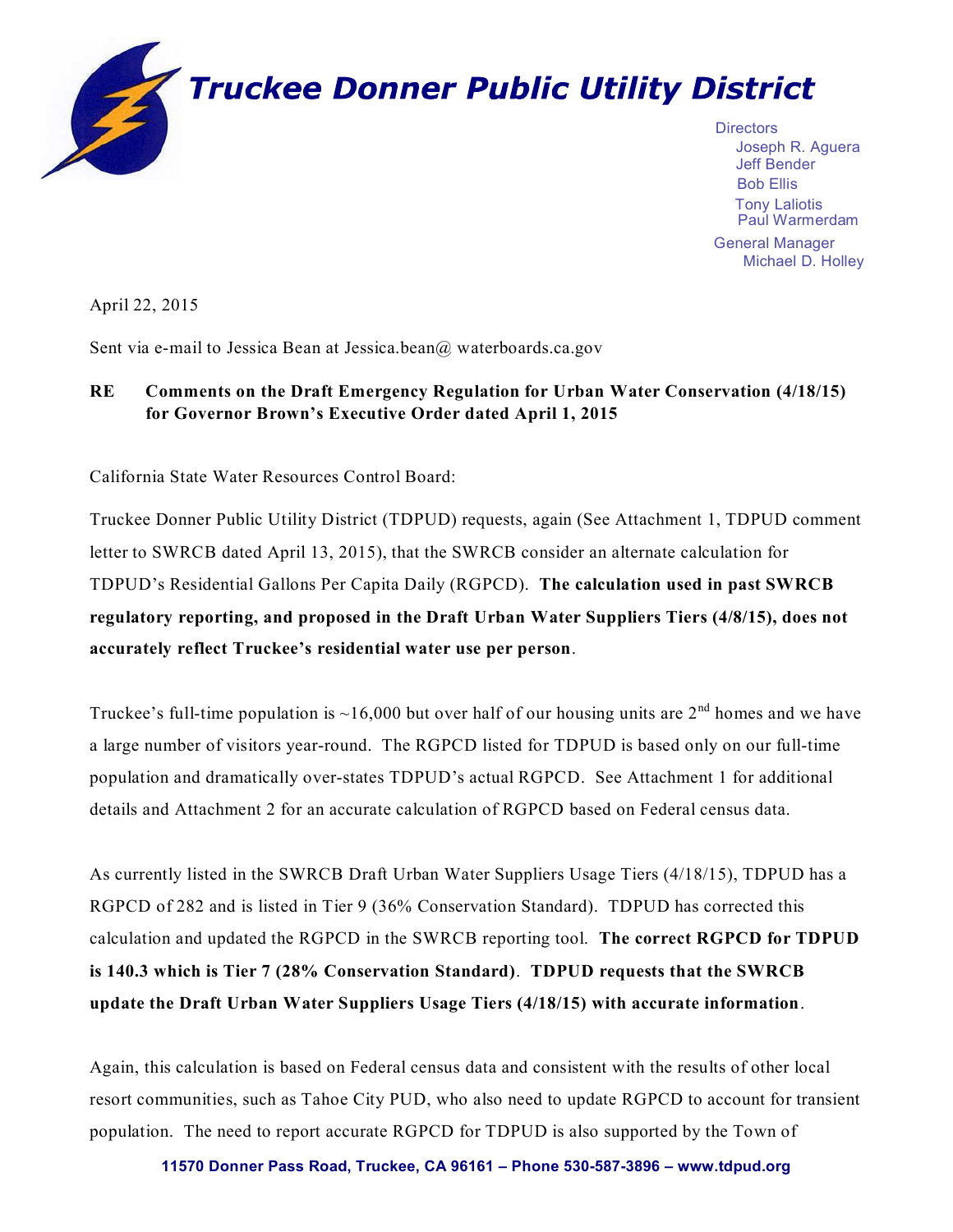# Truckee Donner Public Utility District

Directors
Joseph R. Aguera
Jeff Bender
Bob Ellis
Tony Laliotis
Paul Warmerdam

General Manager
Michael D. Holley

April 22, 2015

Sent via e-mail to Jessica Bean at Jessica.bean@ waterboards.ca.gov

**RE Comments on the Draft Emergency Regulation for Urban Water Conservation (4/18/15) for Governor Brown's Executive Order dated April 1, 2015**

California State Water Resources Control Board:

Truckee Donner Public Utility District (TDPUD) requests, again (See Attachment 1, TDPUD comment letter to SWRCB dated April 13, 2015), that the SWRCB consider an alternate calculation for TDPUD's Residential Gallons Per Capita Daily (RGPCD). **The calculation used in past SWRCB regulatory reporting, and proposed in the Draft Urban Water Suppliers Tiers (4/8/15), does not accurately reflect Truckee's residential water use per person**.

Truckee's full-time population is ~16,000 but over half of our housing units are 2nd homes and we have a large number of visitors year-round. The RGPCD listed for TDPUD is based only on our full-time population and dramatically over-states TDPUD's actual RGPCD. See Attachment 1 for additional details and Attachment 2 for an accurate calculation of RGPCD based on Federal census data.

As currently listed in the SWRCB Draft Urban Water Suppliers Usage Tiers (4/18/15), TDPUD has a RGPCD of 282 and is listed in Tier 9 (36% Conservation Standard). TDPUD has corrected this calculation and updated the RGPCD in the SWRCB reporting tool. **The correct RGPCD for TDPUD is 140.3 which is Tier 7 (28% Conservation Standard)**. **TDPUD requests that the SWRCB update the Draft Urban Water Suppliers Usage Tiers (4/18/15) with accurate information**.

Again, this calculation is based on Federal census data and consistent with the results of other local resort communities, such as Tahoe City PUD, who also need to update RGPCD to account for transient population. The need to report accurate RGPCD for TDPUD is also supported by the Town of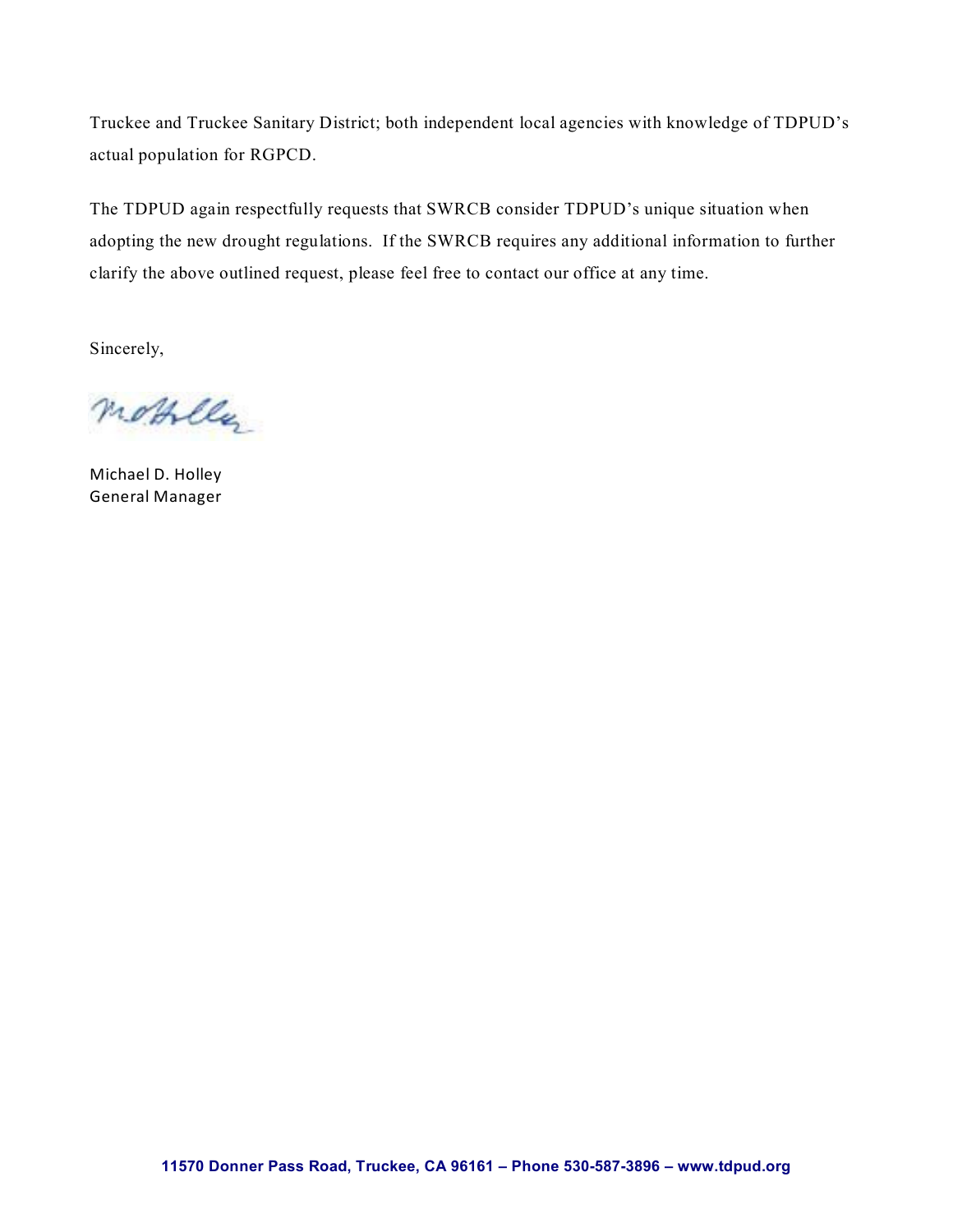Truckee and Truckee Sanitary District; both independent local agencies with knowledge of TDPUD's actual population for RGPCD.

The TDPUD again respectfully requests that SWRCB consider TDPUD's unique situation when adopting the new drought regulations. If the SWRCB requires any additional information to further clarify the above outlined request, please feel free to contact our office at any time.

Sincerely,

Michael D. Holley
General Manager

**11570 Donner Pass Road, Truckee, CA 96161 – Phone 530-587-3896 – www.tdpud.org**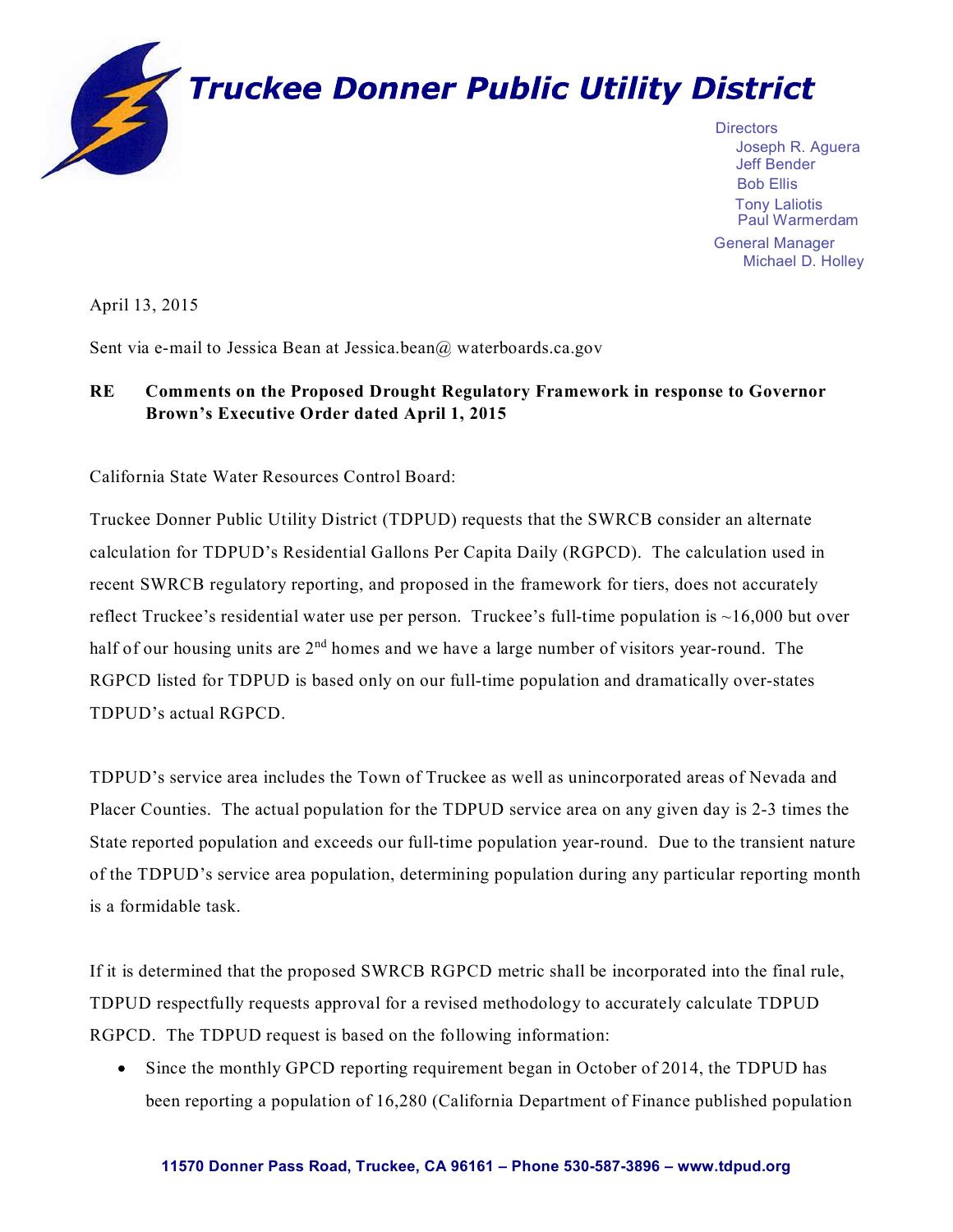# Truckee Donner Public Utility District

Directors
Joseph R. Aguera
Jeff Bender
Bob Ellis
Tony Laliotis
Paul Warmerdam

General Manager
Michael D. Holley

April 13, 2015

Sent via e-mail to Jessica Bean at Jessica.bean@ waterboards.ca.gov

**RE Comments on the Proposed Drought Regulatory Framework in response to Governor Brown's Executive Order dated April 1, 2015**

California State Water Resources Control Board:

Truckee Donner Public Utility District (TDPUD) requests that the SWRCB consider an alternate calculation for TDPUD's Residential Gallons Per Capita Daily (RGPCD). The calculation used in recent SWRCB regulatory reporting, and proposed in the framework for tiers, does not accurately reflect Truckee's residential water use per person. Truckee's full-time population is ~16,000 but over half of our housing units are 2nd homes and we have a large number of visitors year-round. The RGPCD listed for TDPUD is based only on our full-time population and dramatically over-states TDPUD's actual RGPCD.

TDPUD's service area includes the Town of Truckee as well as unincorporated areas of Nevada and Placer Counties. The actual population for the TDPUD service area on any given day is 2-3 times the State reported population and exceeds our full-time population year-round. Due to the transient nature of the TDPUD's service area population, determining population during any particular reporting month is a formidable task.

If it is determined that the proposed SWRCB RGPCD metric shall be incorporated into the final rule, TDPUD respectfully requests approval for a revised methodology to accurately calculate TDPUD RGPCD. The TDPUD request is based on the following information:

- Since the monthly GPCD reporting requirement began in October of 2014, the TDPUD has been reporting a population of 16,280 (California Department of Finance published population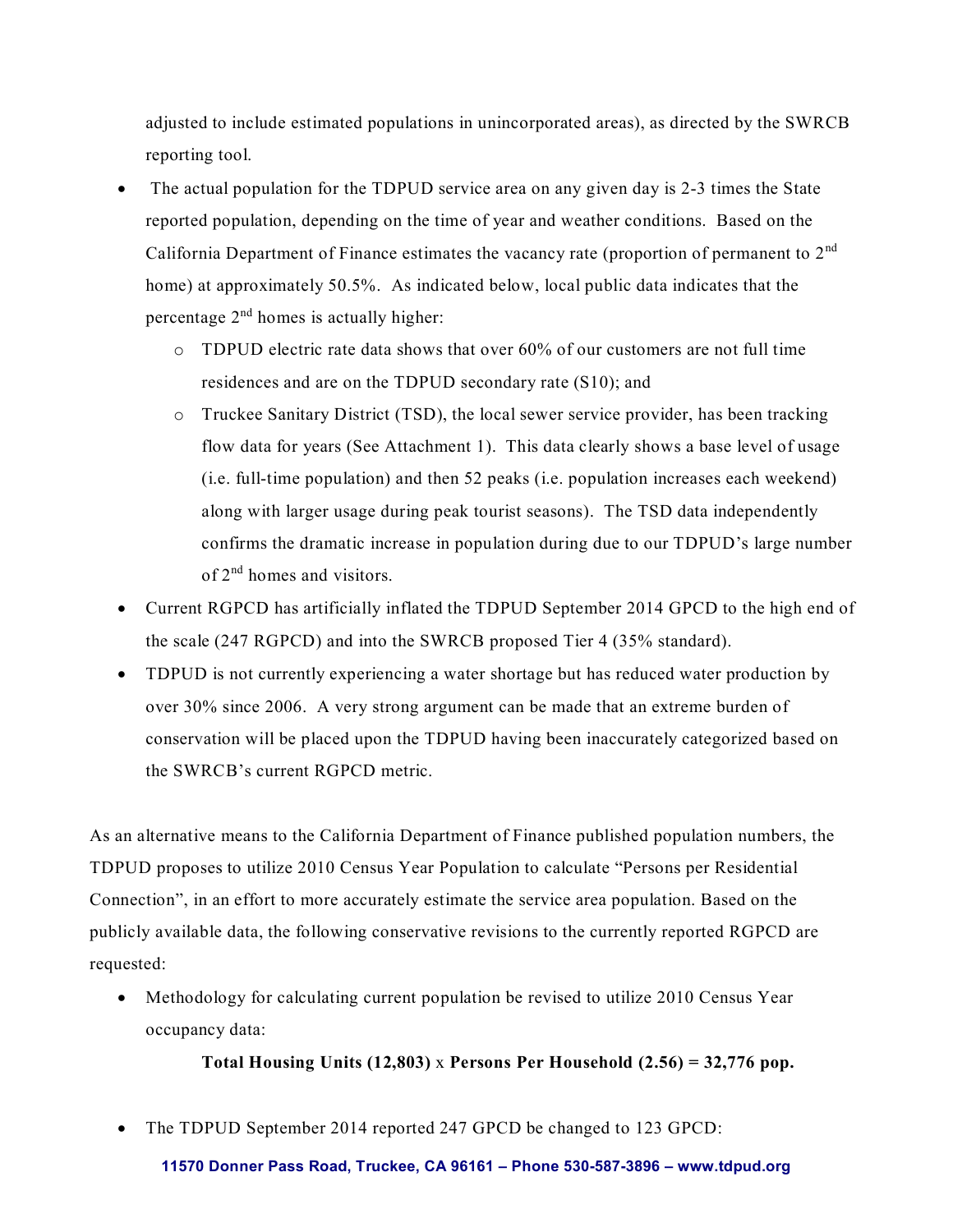adjusted to include estimated populations in unincorporated areas), as directed by the SWRCB reporting tool.

- The actual population for the TDPUD service area on any given day is 2-3 times the State reported population, depending on the time of year and weather conditions. Based on the California Department of Finance estimates the vacancy rate (proportion of permanent to 2nd home) at approximately 50.5%. As indicated below, local public data indicates that the percentage 2nd homes is actually higher:
  - TDPUD electric rate data shows that over 60% of our customers are not full time residences and are on the TDPUD secondary rate (S10); and
  - Truckee Sanitary District (TSD), the local sewer service provider, has been tracking flow data for years (See Attachment 1). This data clearly shows a base level of usage (i.e. full-time population) and then 52 peaks (i.e. population increases each weekend) along with larger usage during peak tourist seasons). The TSD data independently confirms the dramatic increase in population during due to our TDPUD's large number of 2nd homes and visitors.
- Current RGPCD has artificially inflated the TDPUD September 2014 GPCD to the high end of the scale (247 RGPCD) and into the SWRCB proposed Tier 4 (35% standard).
- TDPUD is not currently experiencing a water shortage but has reduced water production by over 30% since 2006. A very strong argument can be made that an extreme burden of conservation will be placed upon the TDPUD having been inaccurately categorized based on the SWRCB's current RGPCD metric.

As an alternative means to the California Department of Finance published population numbers, the TDPUD proposes to utilize 2010 Census Year Population to calculate "Persons per Residential Connection", in an effort to more accurately estimate the service area population. Based on the publicly available data, the following conservative revisions to the currently reported RGPCD are requested:

- Methodology for calculating current population be revised to utilize 2010 Census Year occupancy data:

  **Total Housing Units (12,803)** x **Persons Per Household (2.56) = 32,776 pop.**

- The TDPUD September 2014 reported 247 GPCD be changed to 123 GPCD: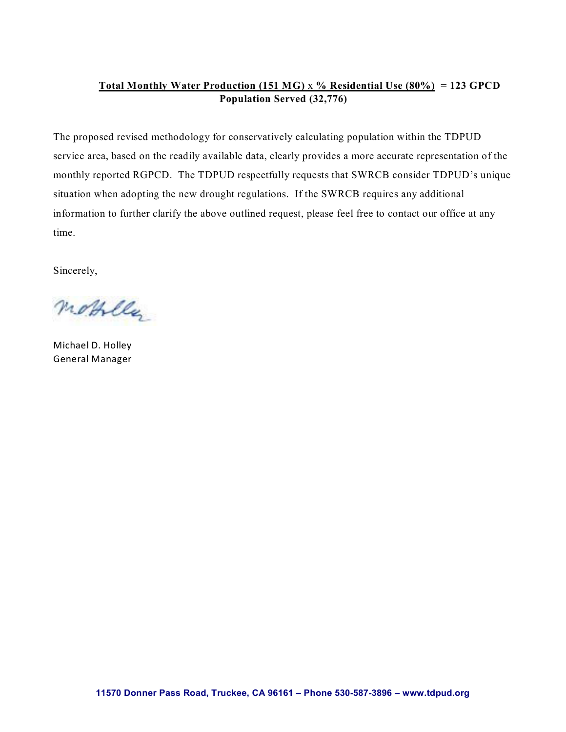$$\frac{\textbf{Total Monthly Water Production (151 MG)} \times \textbf{\% Residential Use (80\%)}}{\textbf{Population Served (32,776)}} = \textbf{123 GPCD}$$

The proposed revised methodology for conservatively calculating population within the TDPUD service area, based on the readily available data, clearly provides a more accurate representation of the monthly reported RGPCD. The TDPUD respectfully requests that SWRCB consider TDPUD's unique situation when adopting the new drought regulations. If the SWRCB requires any additional information to further clarify the above outlined request, please feel free to contact our office at any time.

Sincerely,

Michael D. Holley
General Manager

**11570 Donner Pass Road, Truckee, CA 96161 – Phone 530-587-3896 – www.tdpud.org**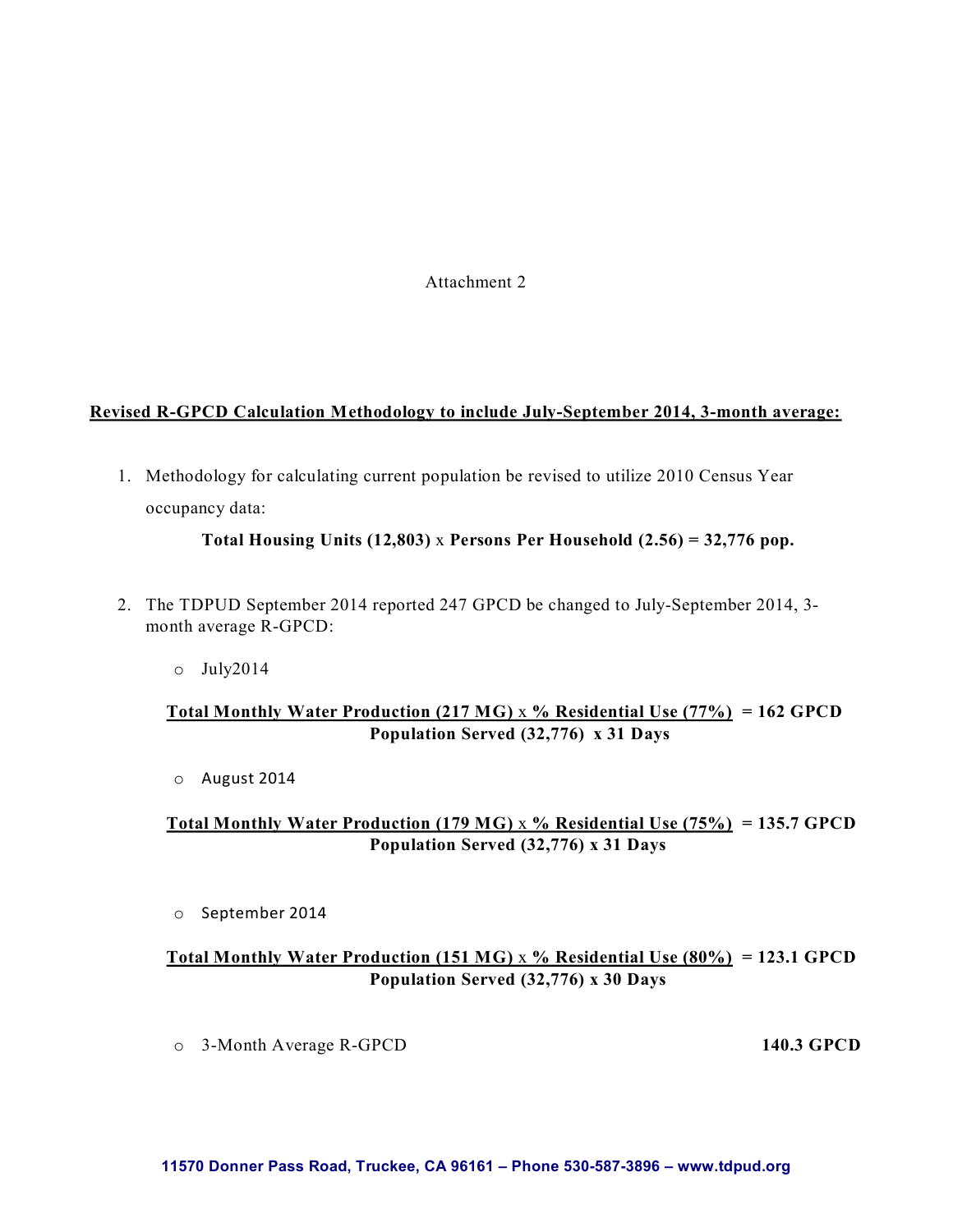Attachment 2

**Revised R-GPCD Calculation Methodology to include July-September 2014, 3-month average:**

1. Methodology for calculating current population be revised to utilize 2010 Census Year occupancy data:

   **Total Housing Units (12,803)** x **Persons Per Household (2.56) = 32,776 pop.**

2. The TDPUD September 2014 reported 247 GPCD be changed to July-September 2014, 3-month average R-GPCD:

   - July2014

   $$\frac{\textbf{Total Monthly Water Production (217 MG)} \times \textbf{\% Residential Use (77\%)}}{\textbf{Population Served (32,776)} \times \textbf{31 Days}} = \textbf{162 GPCD}$$

   - August 2014

   $$\frac{\textbf{Total Monthly Water Production (179 MG)} \times \textbf{\% Residential Use (75\%)}}{\textbf{Population Served (32,776)} \times \textbf{31 Days}} = \textbf{135.7 GPCD}$$

   - September 2014

   $$\frac{\textbf{Total Monthly Water Production (151 MG)} \times \textbf{\% Residential Use (80\%)}}{\textbf{Population Served (32,776)} \times \textbf{30 Days}} = \textbf{123.1 GPCD}$$

   - 3-Month Average R-GPCD **140.3 GPCD**